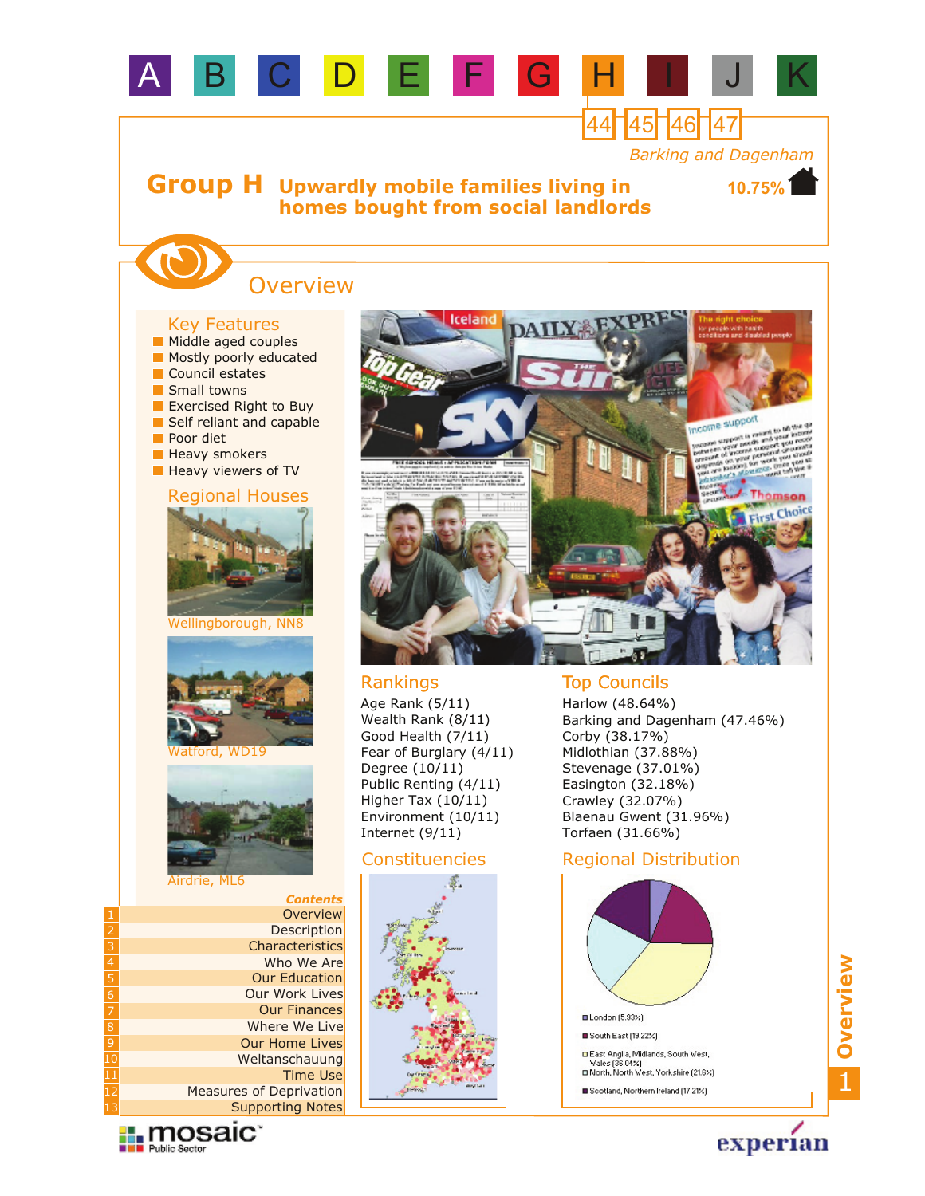A B C D E F G H I J K

44 45 46 47

Barking and Dagenham

# Group H Upwardly mobile families living in homes bought from social landlords

10.75%

## Overview

### Key Features

- Middle aged couples
- Mostly poorly educated
- Council estates
- Small towns
- Exercised Right to Buy
- Self reliant and capable
- Poor diet
- Heavy smokers
- Heavy viewers of TV

### Regional Houses

Wellingborough, NN8

Watford, WD19

Airdrie, ML6

### Rankings

Age Rank (5/11)
Wealth Rank (8/11)
Good Health (7/11)
Fear of Burglary (4/11)
Degree (10/11)
Public Renting (4/11)
Higher Tax (10/11)
Environment (10/11)
Internet (9/11)

### Top Councils

Harlow (48.64%)
Barking and Dagenham (47.46%)
Corby (38.17%)
Midlothian (37.88%)
Stevenage (37.01%)
Easington (32.18%)
Crawley (32.07%)
Blaenau Gwent (31.96%)
Torfaen (31.66%)

### Constituencies

### Regional Distribution

- London (5.93%)
- South East (19.22%)
- East Anglia, Midlands, South West, Wales (36.04%)
- North, North West, Yorkshire (21.6%)
- Scotland, Northern Ireland (17.21%)

*Contents*

1. Overview
2. Description
3. Characteristics
4. Who We Are
5. Our Education
6. Our Work Lives
7. Our Finances
8. Where We Live
9. Our Home Lives
10. Weltanschauung
11. Time Use
12. Measures of Deprivation
13. Supporting Notes

mosaic Public Sector

experian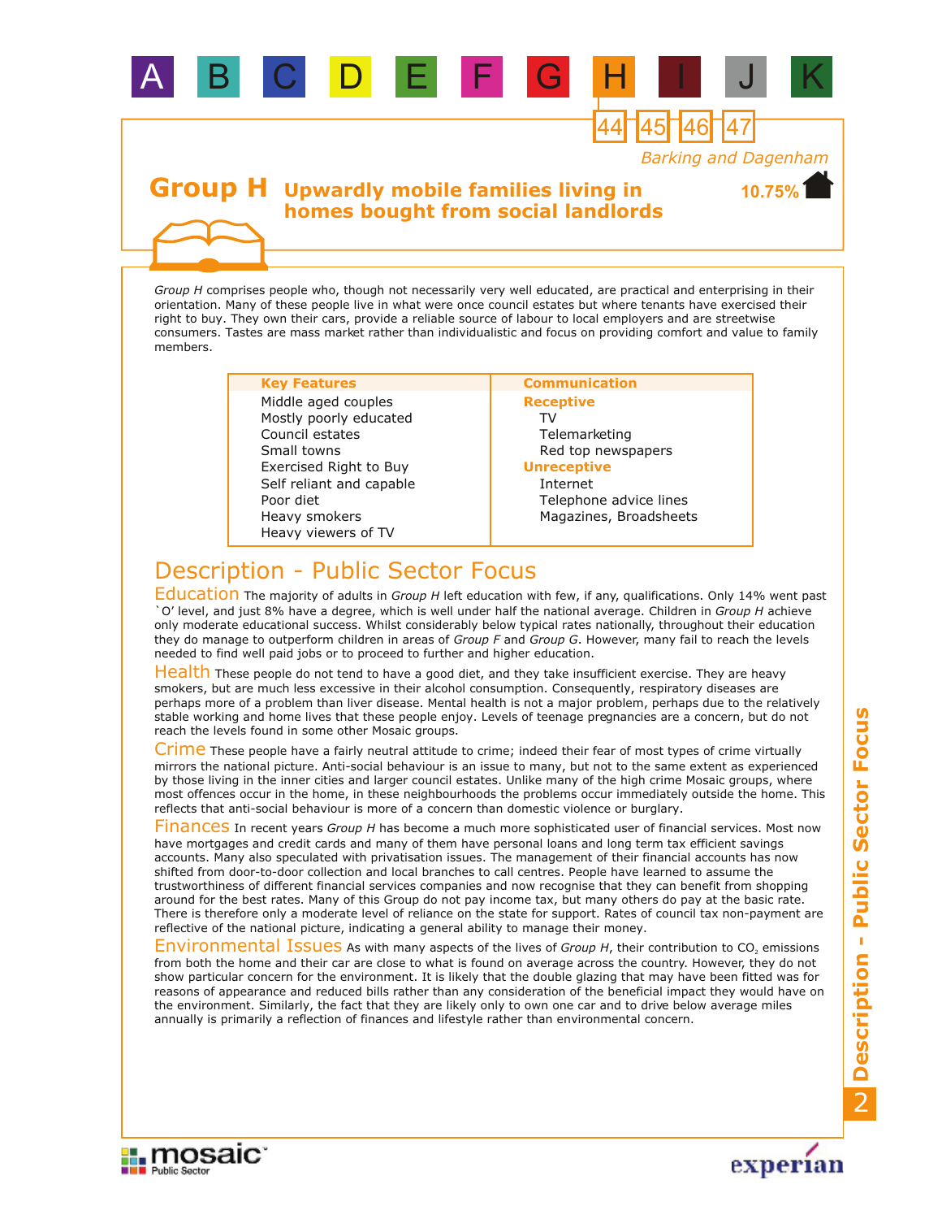A B C D E F G H I J K

44 45 46 47

*Barking and Dagenham*

# Group H Upwardly mobile families living in homes bought from social landlords

10.75%

*Group H* comprises people who, though not necessarily very well educated, are practical and enterprising in their orientation. Many of these people live in what were once council estates but where tenants have exercised their right to buy. They own their cars, provide a reliable source of labour to local employers and are streetwise consumers. Tastes are mass market rather than individualistic and focus on providing comfort and value to family members.

| Key Features | Communication |
|---|---|
| Middle aged couples | **Receptive** |
| Mostly poorly educated | TV |
| Council estates | Telemarketing |
| Small towns | Red top newspapers |
| Exercised Right to Buy | **Unreceptive** |
| Self reliant and capable | Internet |
| Poor diet | Telephone advice lines |
| Heavy smokers | Magazines, Broadsheets |
| Heavy viewers of TV | |

## Description - Public Sector Focus

### Education

The majority of adults in *Group H* left education with few, if any, qualifications. Only 14% went past `O' level, and just 8% have a degree, which is well under half the national average. Children in *Group H* achieve only moderate educational success. Whilst considerably below typical rates nationally, throughout their education they do manage to outperform children in areas of *Group F* and *Group G*. However, many fail to reach the levels needed to find well paid jobs or to proceed to further and higher education.

### Health

These people do not tend to have a good diet, and they take insufficient exercise. They are heavy smokers, but are much less excessive in their alcohol consumption. Consequently, respiratory diseases are perhaps more of a problem than liver disease. Mental health is not a major problem, perhaps due to the relatively stable working and home lives that these people enjoy. Levels of teenage pregnancies are a concern, but do not reach the levels found in some other Mosaic groups.

### Crime

These people have a fairly neutral attitude to crime; indeed their fear of most types of crime virtually mirrors the national picture. Anti-social behaviour is an issue to many, but not to the same extent as experienced by those living in the inner cities and larger council estates. Unlike many of the high crime Mosaic groups, where most offences occur in the home, in these neighbourhoods the problems occur immediately outside the home. This reflects that anti-social behaviour is more of a concern than domestic violence or burglary.

### Finances

In recent years *Group H* has become a much more sophisticated user of financial services. Most now have mortgages and credit cards and many of them have personal loans and long term tax efficient savings accounts. Many also speculated with privatisation issues. The management of their financial accounts has now shifted from door-to-door collection and local branches to call centres. People have learned to assume the trustworthiness of different financial services companies and now recognise that they can benefit from shopping around for the best rates. Many of this Group do not pay income tax, but many others do pay at the basic rate. There is therefore only a moderate level of reliance on the state for support. Rates of council tax non-payment are reflective of the national picture, indicating a general ability to manage their money.

### Environmental Issues

As with many aspects of the lives of *Group H*, their contribution to $CO_2$ emissions from both the home and their car are close to what is found on average across the country. However, they do not show particular concern for the environment. It is likely that the double glazing that may have been fitted was for reasons of appearance and reduced bills rather than any consideration of the beneficial impact they would have on the environment. Similarly, the fact that they are likely only to own one car and to drive below average miles annually is primarily a reflection of finances and lifestyle rather than environmental concern.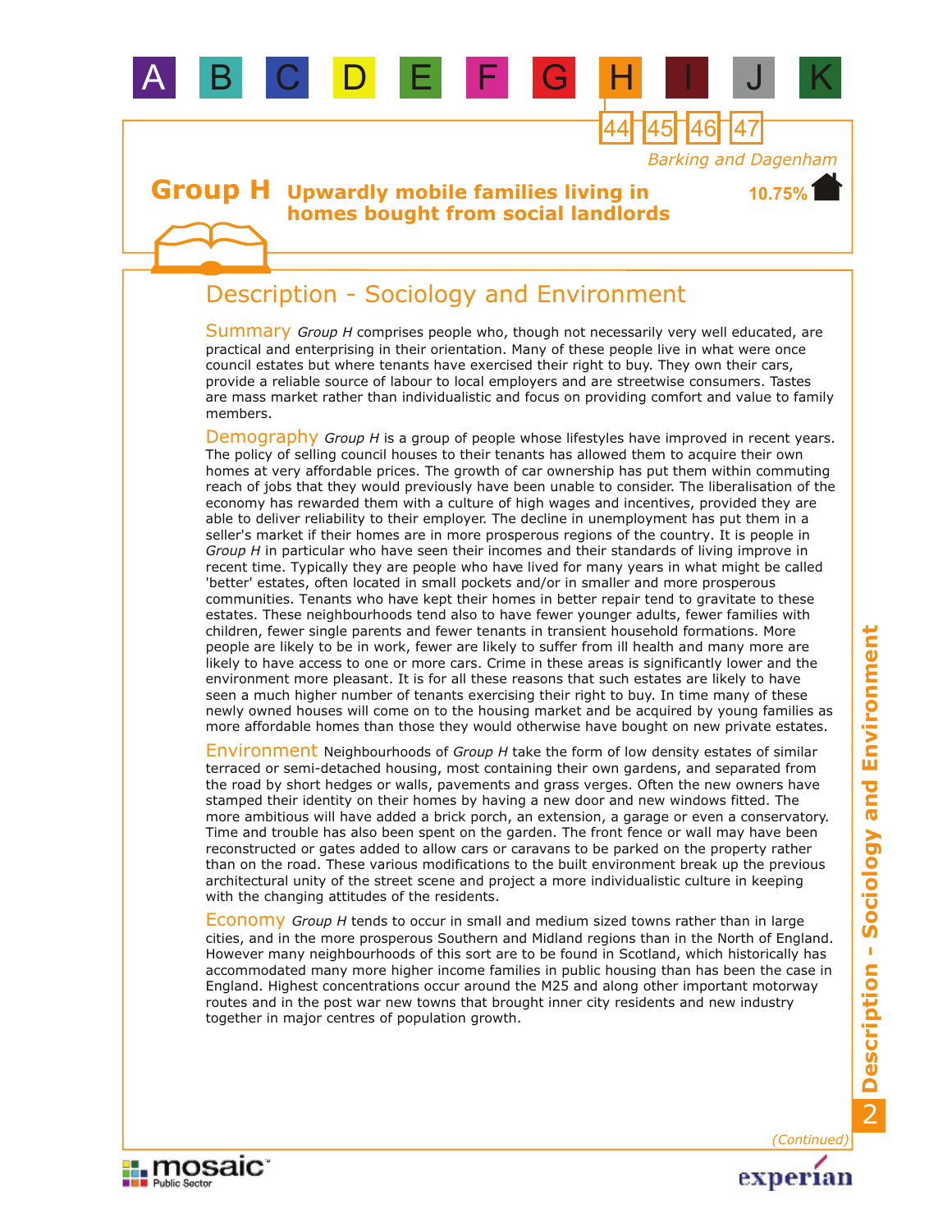A B C D E F G H I J K

44 45 46 47

*Barking and Dagenham*

10.75%

# Group H Upwardly mobile families living in homes bought from social landlords

## Description - Sociology and Environment

**Summary** *Group H* comprises people who, though not necessarily very well educated, are practical and enterprising in their orientation. Many of these people live in what were once council estates but where tenants have exercised their right to buy. They own their cars, provide a reliable source of labour to local employers and are streetwise consumers. Tastes are mass market rather than individualistic and focus on providing comfort and value to family members.

**Demography** *Group H* is a group of people whose lifestyles have improved in recent years. The policy of selling council houses to their tenants has allowed them to acquire their own homes at very affordable prices. The growth of car ownership has put them within commuting reach of jobs that they would previously have been unable to consider. The liberalisation of the economy has rewarded them with a culture of high wages and incentives, provided they are able to deliver reliability to their employer. The decline in unemployment has put them in a seller's market if their homes are in more prosperous regions of the country. It is people in *Group H* in particular who have seen their incomes and their standards of living improve in recent time. Typically they are people who have lived for many years in what might be called 'better' estates, often located in small pockets and/or in smaller and more prosperous communities. Tenants who have kept their homes in better repair tend to gravitate to these estates. These neighbourhoods tend also to have fewer younger adults, fewer families with children, fewer single parents and fewer tenants in transient household formations. More people are likely to be in work, fewer are likely to suffer from ill health and many more are likely to have access to one or more cars. Crime in these areas is significantly lower and the environment more pleasant. It is for all these reasons that such estates are likely to have seen a much higher number of tenants exercising their right to buy. In time many of these newly owned houses will come on to the housing market and be acquired by young families as more affordable homes than those they would otherwise have bought on new private estates.

**Environment** Neighbourhoods of *Group H* take the form of low density estates of similar terraced or semi-detached housing, most containing their own gardens, and separated from the road by short hedges or walls, pavements and grass verges. Often the new owners have stamped their identity on their homes by having a new door and new windows fitted. The more ambitious will have added a brick porch, an extension, a garage or even a conservatory. Time and trouble has also been spent on the garden. The front fence or wall may have been reconstructed or gates added to allow cars or caravans to be parked on the property rather than on the road. These various modifications to the built environment break up the previous architectural unity of the street scene and project a more individualistic culture in keeping with the changing attitudes of the residents.

**Economy** *Group H* tends to occur in small and medium sized towns rather than in large cities, and in the more prosperous Southern and Midland regions than in the North of England. However many neighbourhoods of this sort are to be found in Scotland, which historically has accommodated many more higher income families in public housing than has been the case in England. Highest concentrations occur around the M25 and along other important motorway routes and in the post war new towns that brought inner city residents and new industry together in major centres of population growth.

*(Continued)*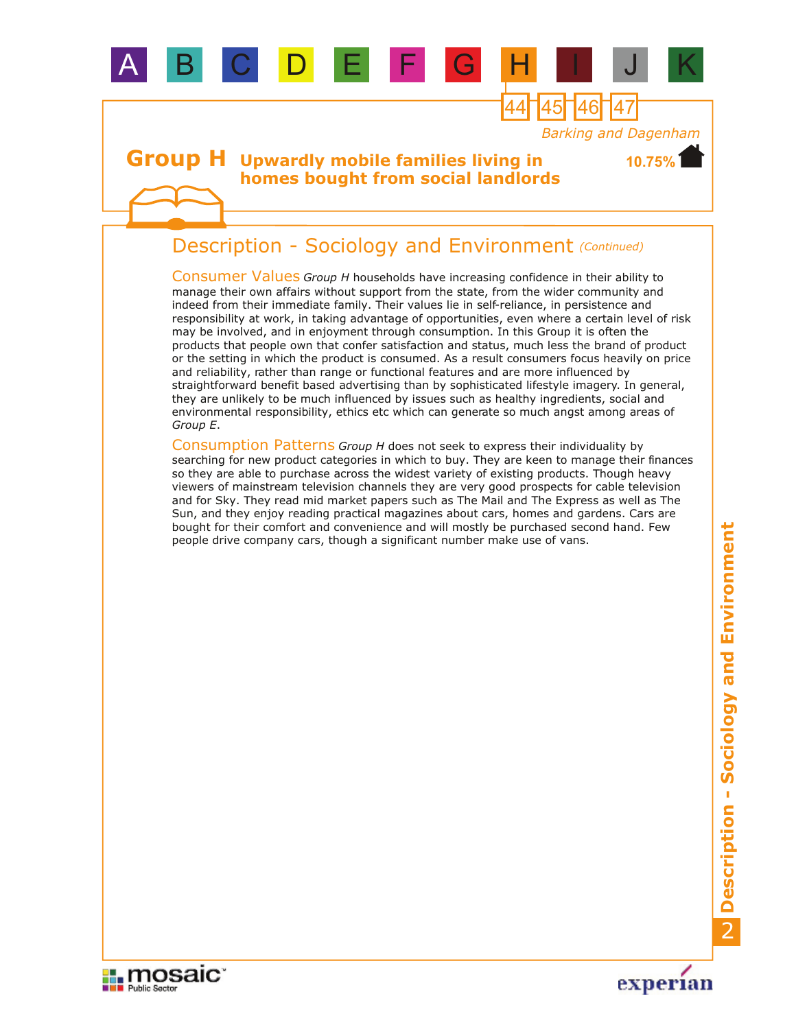A B C D E F G H I J K

44 45 46 47

*Barking and Dagenham*

# Group H Upwardly mobile families living in homes bought from social landlords

10.75%

## Description - Sociology and Environment *(Continued)*

**Consumer Values** *Group H* households have increasing confidence in their ability to manage their own affairs without support from the state, from the wider community and indeed from their immediate family. Their values lie in self-reliance, in persistence and responsibility at work, in taking advantage of opportunities, even where a certain level of risk may be involved, and in enjoyment through consumption. In this Group it is often the products that people own that confer satisfaction and status, much less the brand of product or the setting in which the product is consumed. As a result consumers focus heavily on price and reliability, rather than range or functional features and are more influenced by straightforward benefit based advertising than by sophisticated lifestyle imagery. In general, they are unlikely to be much influenced by issues such as healthy ingredients, social and environmental responsibility, ethics etc which can generate so much angst among areas of *Group E*.

**Consumption Patterns** *Group H* does not seek to express their individuality by searching for new product categories in which to buy. They are keen to manage their finances so they are able to purchase across the widest variety of existing products. Though heavy viewers of mainstream television channels they are very good prospects for cable television and for Sky. They read mid market papers such as The Mail and The Express as well as The Sun, and they enjoy reading practical magazines about cars, homes and gardens. Cars are bought for their comfort and convenience and will mostly be purchased second hand. Few people drive company cars, though a significant number make use of vans.